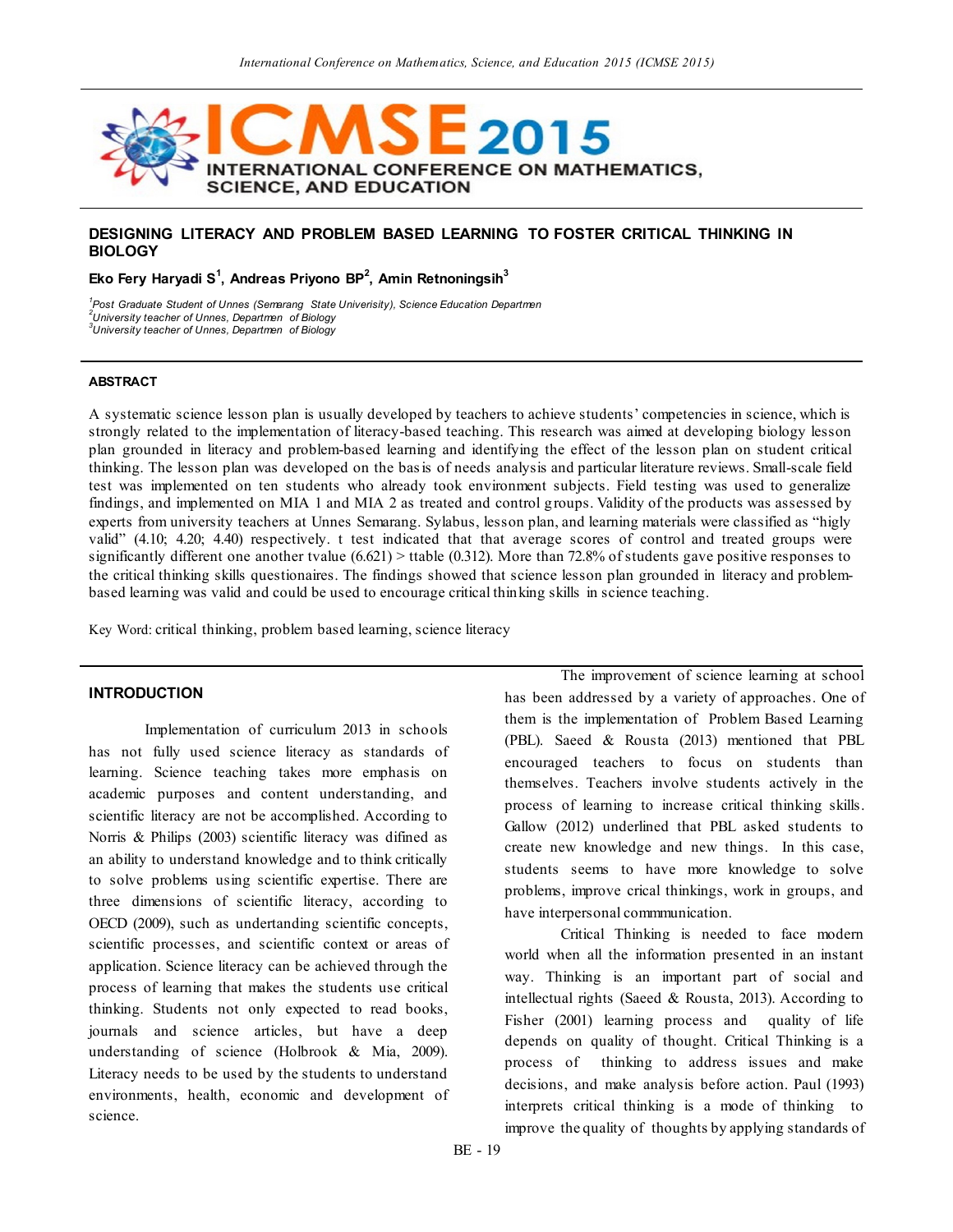# DESIGNING LITERACY AND PROBLEM BASED LEARNING TO FOSTER CRITICAL THINKING IN BIOLOGY

**Eko Fery Haryadi S[1], Andreas Priyono BP[2], Amin Retnoningsih[3]**

*[1]Post Graduate Student of Unnes (Semarang State Univerisity), Science Education Departmen*
*[2]University teacher of Unnes, Departmen of Biology*
*[3]University teacher of Unnes, Departmen of Biology*

## ABSTRACT

A systematic science lesson plan is usually developed by teachers to achieve students' competencies in science, which is strongly related to the implementation of literacy-based teaching. This research was aimed at developing biology lesson plan grounded in literacy and problem-based learning and identifying the effect of the lesson plan on student critical thinking. The lesson plan was developed on the basis of needs analysis and particular literature reviews. Small-scale field test was implemented on ten students who already took environment subjects. Field testing was used to generalize findings, and implemented on MIA 1 and MIA 2 as treated and control groups. Validity of the products was assessed by experts from university teachers at Unnes Semarang. Sylabus, lesson plan, and learning materials were classified as "higly valid" (4.10; 4.20; 4.40) respectively. t test indicated that that average scores of control and treated groups were significantly different one another tvalue (6.621) > ttable (0.312). More than 72.8% of students gave positive responses to the critical thinking skills questionaires. The findings showed that science lesson plan grounded in literacy and problem-based learning was valid and could be used to encourage critical thinking skills in science teaching.

Key Word: critical thinking, problem based learning, science literacy

## INTRODUCTION

Implementation of curriculum 2013 in schools has not fully used science literacy as standards of learning. Science teaching takes more emphasis on academic purposes and content understanding, and scientific literacy are not be accomplished. According to Norris & Philips (2003) scientific literacy was difined as an ability to understand knowledge and to think critically to solve problems using scientific expertise. There are three dimensions of scientific literacy, according to OECD (2009), such as undertanding scientific concepts, scientific processes, and scientific context or areas of application. Science literacy can be achieved through the process of learning that makes the students use critical thinking. Students not only expected to read books, journals and science articles, but have a deep understanding of science (Holbrook & Mia, 2009). Literacy needs to be used by the students to understand environments, health, economic and development of science.

The improvement of science learning at school has been addressed by a variety of approaches. One of them is the implementation of Problem Based Learning (PBL). Saeed & Rousta (2013) mentioned that PBL encouraged teachers to focus on students than themselves. Teachers involve students actively in the process of learning to increase critical thinking skills. Gallow (2012) underlined that PBL asked students to create new knowledge and new things. In this case, students seems to have more knowledge to solve problems, improve crical thinkings, work in groups, and have interpersonal commmunication.

Critical Thinking is needed to face modern world when all the information presented in an instant way. Thinking is an important part of social and intellectual rights (Saeed & Rousta, 2013). According to Fisher (2001) learning process and quality of life depends on quality of thought. Critical Thinking is a process of thinking to address issues and make decisions, and make analysis before action. Paul (1993) interprets critical thinking is a mode of thinking to improve the quality of thoughts by applying standards of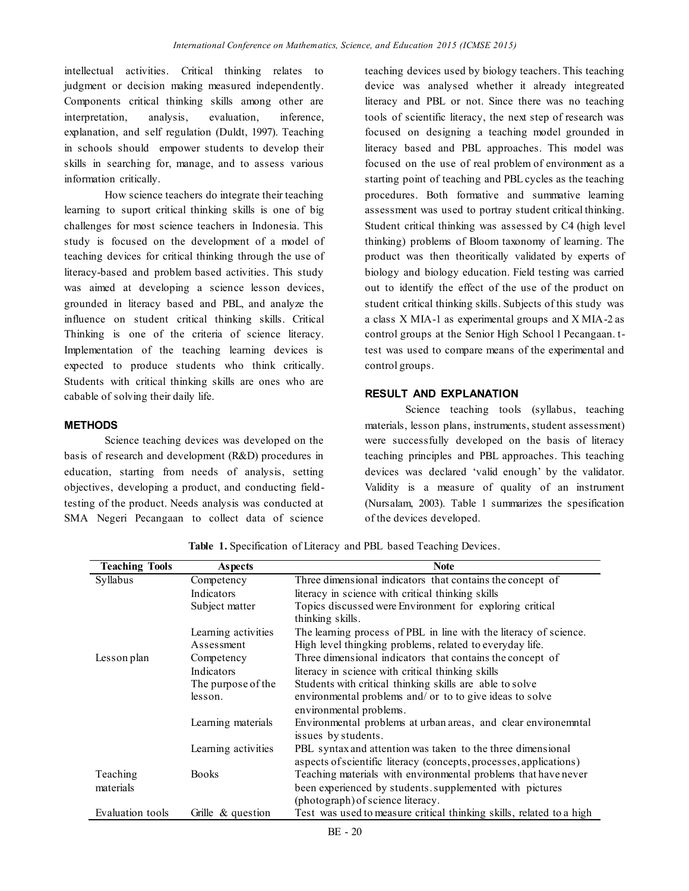intellectual activities. Critical thinking relates to judgment or decision making measured independently. Components critical thinking skills among other are interpretation, analysis, evaluation, inference, explanation, and self regulation (Duldt, 1997). Teaching in schools should empower students to develop their skills in searching for, manage, and to assess various information critically.

How science teachers do integrate their teaching learning to suport critical thinking skills is one of big challenges for most science teachers in Indonesia. This study is focused on the development of a model of teaching devices for critical thinking through the use of literacy-based and problem based activities. This study was aimed at developing a science lesson devices, grounded in literacy based and PBL, and analyze the influence on student critical thinking skills. Critical Thinking is one of the criteria of science literacy. Implementation of the teaching learning devices is expected to produce students who think critically. Students with critical thinking skills are ones who are cabable of solving their daily life.

## METHODS

Science teaching devices was developed on the basis of research and development (R&D) procedures in education, starting from needs of analysis, setting objectives, developing a product, and conducting field-testing of the product. Needs analysis was conducted at SMA Negeri Pecangaan to collect data of science teaching devices used by biology teachers. This teaching device was analysed whether it already integreated literacy and PBL or not. Since there was no teaching tools of scientific literacy, the next step of research was focused on designing a teaching model grounded in literacy based and PBL approaches. This model was focused on the use of real problem of environment as a starting point of teaching and PBL cycles as the teaching procedures. Both formative and summative learning assessment was used to portray student critical thinking. Student critical thinking was assessed by C4 (high level thinking) problems of Bloom taxonomy of learning. The product was then theoritically validated by experts of biology and biology education. Field testing was carried out to identify the effect of the use of the product on student critical thinking skills. Subjects of this study was a class X MIA-1 as experimental groups and X MIA-2 as control groups at the Senior High School 1 Pecangaan. t-test was used to compare means of the experimental and control groups.

## RESULT AND EXPLANATION

Science teaching tools (syllabus, teaching materials, lesson plans, instruments, student assessment) were successfully developed on the basis of literacy teaching principles and PBL approaches. This teaching devices was declared 'valid enough' by the validator. Validity is a measure of quality of an instrument (Nursalam, 2003). Table 1 summarizes the spesification of the devices developed.

**Table 1.** Specification of Literacy and PBL based Teaching Devices.

| Teaching Tools | Aspects | Note |
|---|---|---|
| Syllabus | Competency<br>Indicators | Three dimensional indicators that contains the concept of literacy in science with critical thinking skills |
| | Subject matter | Topics discussed were Environment for exploring critical thinking skills. |
| | Learning activities | The learning process of PBL in line with the literacy of science. |
| | Assessment | High level thingking problems, related to everyday life. |
| Lesson plan | Competency<br>Indicators | Three dimensional indicators that contains the concept of literacy in science with critical thinking skills |
| | The purpose of the lesson. | Students with critical thinking skills are able to solve environmental problems and/ or to to give ideas to solve environmental problems. |
| | Learning materials | Environmental problems at urban areas, and clear environemntal issues by students. |
| | Learning activities | PBL syntax and attention was taken to the three dimensional aspects of scientific literacy (concepts, processes, applications) |
| Teaching materials | Books | Teaching materials with environmental problems that have never been experienced by students. supplemented with pictures (photograph) of science literacy. |
| Evaluation tools | Grille & question | Test was used to measure critical thinking skills, related to a high |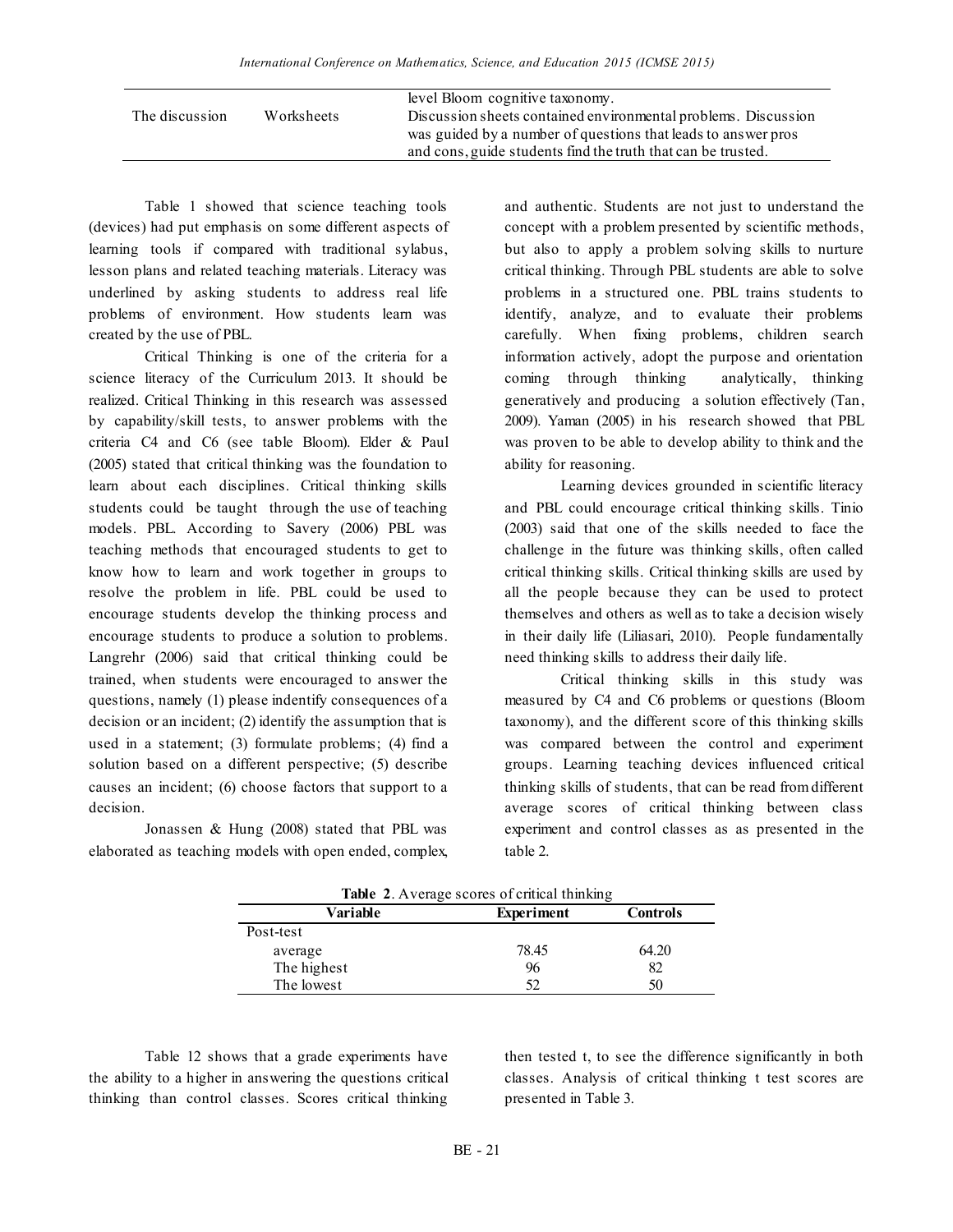| | | |
|---|---|---|
| | | level Bloom cognitive taxonomy. |
| The discussion | Worksheets | Discussion sheets contained environmental problems. Discussion was guided by a number of questions that leads to answer pros and cons, guide students find the truth that can be trusted. |

Table 1 showed that science teaching tools (devices) had put emphasis on some different aspects of learning tools if compared with traditional sylabus, lesson plans and related teaching materials. Literacy was underlined by asking students to address real life problems of environment. How students learn was created by the use of PBL.

Critical Thinking is one of the criteria for a science literacy of the Curriculum 2013. It should be realized. Critical Thinking in this research was assessed by capability/skill tests, to answer problems with the criteria C4 and C6 (see table Bloom). Elder & Paul (2005) stated that critical thinking was the foundation to learn about each disciplines. Critical thinking skills students could be taught through the use of teaching models. PBL. According to Savery (2006) PBL was teaching methods that encouraged students to get to know how to learn and work together in groups to resolve the problem in life. PBL could be used to encourage students develop the thinking process and encourage students to produce a solution to problems. Langrehr (2006) said that critical thinking could be trained, when students were encouraged to answer the questions, namely (1) please indentify consequences of a decision or an incident; (2) identify the assumption that is used in a statement; (3) formulate problems; (4) find a solution based on a different perspective; (5) describe causes an incident; (6) choose factors that support to a decision.

Jonassen & Hung (2008) stated that PBL was elaborated as teaching models with open ended, complex, and authentic. Students are not just to understand the concept with a problem presented by scientific methods, but also to apply a problem solving skills to nurture critical thinking. Through PBL students are able to solve problems in a structured one. PBL trains students to identify, analyze, and to evaluate their problems carefully. When fixing problems, children search information actively, adopt the purpose and orientation coming through thinking analytically, thinking generatively and producing a solution effectively (Tan, 2009). Yaman (2005) in his research showed that PBL was proven to be able to develop ability to think and the ability for reasoning.

Learning devices grounded in scientific literacy and PBL could encourage critical thinking skills. Tinio (2003) said that one of the skills needed to face the challenge in the future was thinking skills, often called critical thinking skills. Critical thinking skills are used by all the people because they can be used to protect themselves and others as well as to take a decision wisely in their daily life (Liliasari, 2010). People fundamentally need thinking skills to address their daily life.

Critical thinking skills in this study was measured by C4 and C6 problems or questions (Bloom taxonomy), and the different score of this thinking skills was compared between the control and experiment groups. Learning teaching devices influenced critical thinking skills of students, that can be read from different average scores of critical thinking between class experiment and control classes as as presented in the table 2.

**Table 2**. Average scores of critical thinking

| Variable | Experiment | Controls |
|---|---|---|
| Post-test | | |
| average | 78.45 | 64.20 |
| The highest | 96 | 82 |
| The lowest | 52 | 50 |

Table 12 shows that a grade experiments have the ability to a higher in answering the questions critical thinking than control classes. Scores critical thinking then tested t, to see the difference significantly in both classes. Analysis of critical thinking t test scores are presented in Table 3.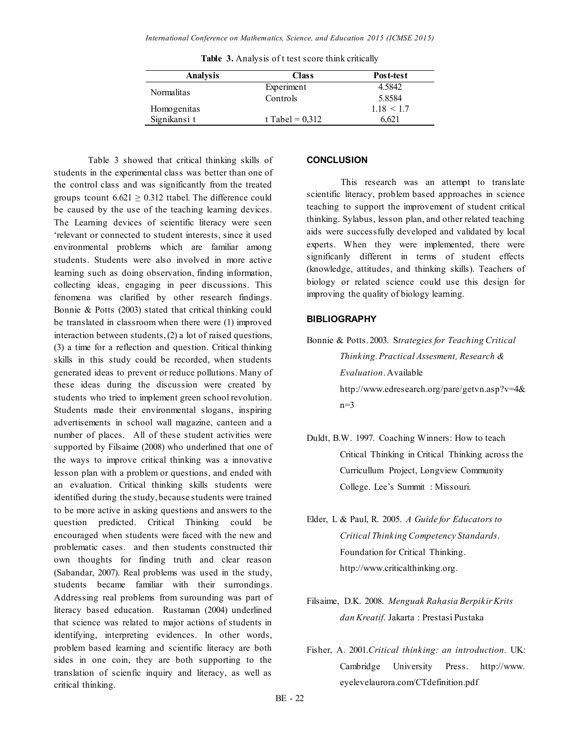**Table 3.** Analysis of t test score think critically

| Analysis | Class | Post-test |
|---|---|---|
| Normalitas | Experiment | 4.5842 |
| | Controls | 5.8584 |
| Homogenitas | | 1.18 < 1.7 |
| Signikansi t | t Tabel = 0,312 | 6,621 |

Table 3 showed that critical thinking skills of students in the experimental class was better than one of the control class and was significantly from the treated groups tcount $6.621 \geq 0.312$ ttabel. The difference could be caused by the use of the teaching learning devices. The Learning devices of scientific literacy were seen 'relevant or connected to student interests, since it used environmental problems which are familiar among students. Students were also involved in more active learning such as doing observation, finding information, collecting ideas, engaging in peer discussions. This fenomena was clarified by other research findings. Bonnie & Potts (2003) stated that critical thinking could be translated in classroom when there were (1) improved interaction between students, (2) a lot of raised questions, (3) a time for a reflection and question. Critical thinking skills in this study could be recorded, when students generated ideas to prevent or reduce pollutions. Many of these ideas during the discussion were created by students who tried to implement green school revolution. Students made their environmental slogans, inspiring advertisements in school wall magazine, canteen and a number of places. All of these student activities were supported by Filsaime (2008) who underlined that one of the ways to improve critical thinking was a innovative lesson plan with a problem or questions, and ended with an evaluation. Critical thinking skills students were identified during the study, because students were trained to be more active in asking questions and answers to the question predicted. Critical Thinking could be encouraged when students were faced with the new and problematic cases. and then students constructed thir own thoughts for finding truth and clear reason (Sabandar, 2007). Real problems was used in the study, students became familiar with their surrondings. Addressing real problems from surounding was part of literacy based education. Rustaman (2004) underlined that science was related to major actions of students in identifying, interpreting evidences. In other words, problem based learning and scientific literacy are both sides in one coin, they are both supporting to the translation of scienfic inquiry and literacy, as well as critical thinking.

## CONCLUSION

This research was an attempt to translate scientific literacy, problem based approaches in science teaching to support the improvement of student critical thinking. Sylabus, lesson plan, and other related teaching aids were successfully developed and validated by local experts. When they were implemented, there were significanly different in terms of student effects (knowledge, attitudes, and thinking skills). Teachers of biology or related science could use this design for improving the quality of biology learning.

## BIBLIOGRAPHY

Bonnie & Potts. 2003. S*trategies for Teaching Critical Thinking. Practical Assesment, Research & Evaluation*. Available http://www.edresearch.org/pare/getvn.asp?v=4&n=3

Duldt, B.W. 1997. Coaching Winners: How to teach Critical Thinking in Critical Thinking across the Curricullum Project, Longview Community College. Lee's Summit : Missouri.

Elder, L & Paul, R. 2005. *A Guide for Educators to Critical Thinking Competency Standards*. Foundation for Critical Thinking. http://www.criticalthinking.org.

Filsaime, D.K. 2008. *Menguak Rahasia Berpikir Krits dan Kreatif.* Jakarta : Prestasi Pustaka

Fisher, A. 2001.*Critical thinking: an introduction.* UK: Cambridge University Press. http://www.eyelevelaurora.com/CTdefinition.pdf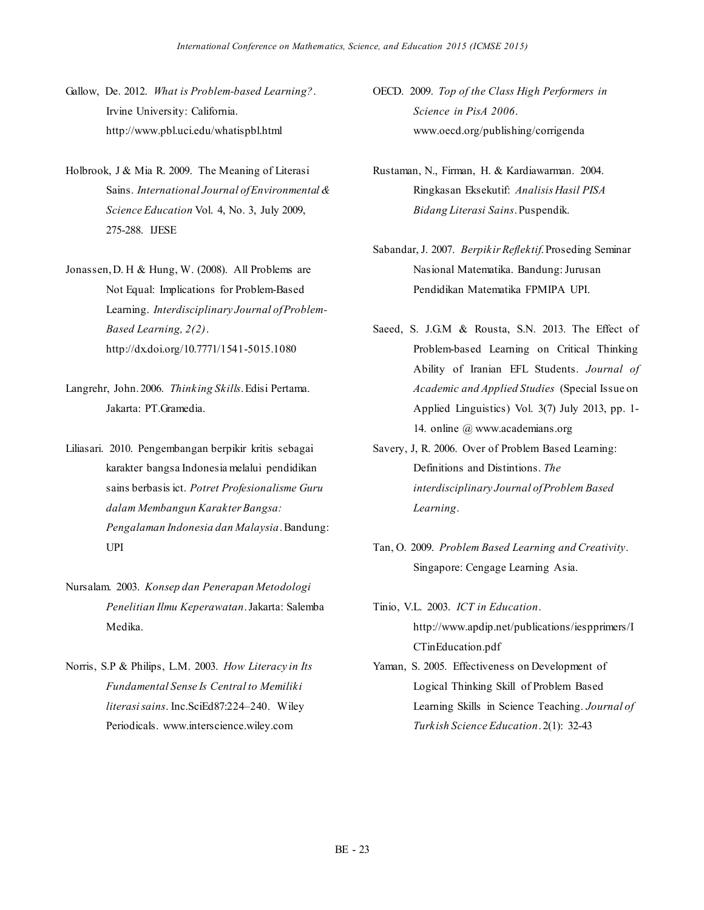Gallow, De. 2012. *What is Problem-based Learning?*. Irvine University: California. http://www.pbl.uci.edu/whatispbl.html

Holbrook, J & Mia R. 2009. The Meaning of Literasi Sains. *International Journal of Environmental & Science Education* Vol. 4, No. 3, July 2009, 275-288. IJESE

Jonassen, D. H & Hung, W. (2008). All Problems are Not Equal: Implications for Problem-Based Learning. *Interdisciplinary Journal of Problem-Based Learning, 2(2)*. http://dx.doi.org/10.7771/1541-5015.1080

Langrehr, John. 2006. *Thinking Skills*. Edisi Pertama. Jakarta: PT.Gramedia.

Liliasari. 2010. Pengembangan berpikir kritis sebagai karakter bangsa Indonesia melalui pendidikan sains berbasis ict. *Potret Profesionalisme Guru dalam Membangun Karakter Bangsa: Pengalaman Indonesia dan Malaysia*. Bandung: UPI

Nursalam. 2003. *Konsep dan Penerapan Metodologi Penelitian Ilmu Keperawatan*. Jakarta: Salemba Medika.

Norris, S.P & Philips, L.M. 2003. *How Literacy in Its Fundamental Sense Is Central to Memiliki literasi sains*. Inc.SciEd87:224–240. Wiley Periodicals. www.interscience.wiley.com

OECD. 2009. *Top of the Class High Performers in Science in PisA 2006*. www.oecd.org/publishing/corrigenda

Rustaman, N., Firman, H. & Kardiawarman. 2004. Ringkasan Eksekutif: *Analisis Hasil PISA Bidang Literasi Sains*. Puspendik.

Sabandar, J. 2007. *Berpikir Reflektif*. Proseding Seminar Nasional Matematika. Bandung: Jurusan Pendidikan Matematika FPMIPA UPI.

Saeed, S. J.G.M & Rousta, S.N. 2013. The Effect of Problem-based Learning on Critical Thinking Ability of Iranian EFL Students. *Journal of Academic and Applied Studies* (Special Issue on Applied Linguistics) Vol. 3(7) July 2013, pp. 1-14. online @ www.academians.org

Savery, J, R. 2006. Over of Problem Based Learning: Definitions and Distintions. *The interdisciplinary Journal of Problem Based Learning*.

Tan, O. 2009. *Problem Based Learning and Creativity*. Singapore: Cengage Learning Asia.

Tinio, V.L. 2003. *ICT in Education*. http://www.apdip.net/publications/iespprimers/ICTinEducation.pdf

Yaman, S. 2005. Effectiveness on Development of Logical Thinking Skill of Problem Based Learning Skills in Science Teaching. *Journal of Turkish Science Education*. 2(1): 32-43